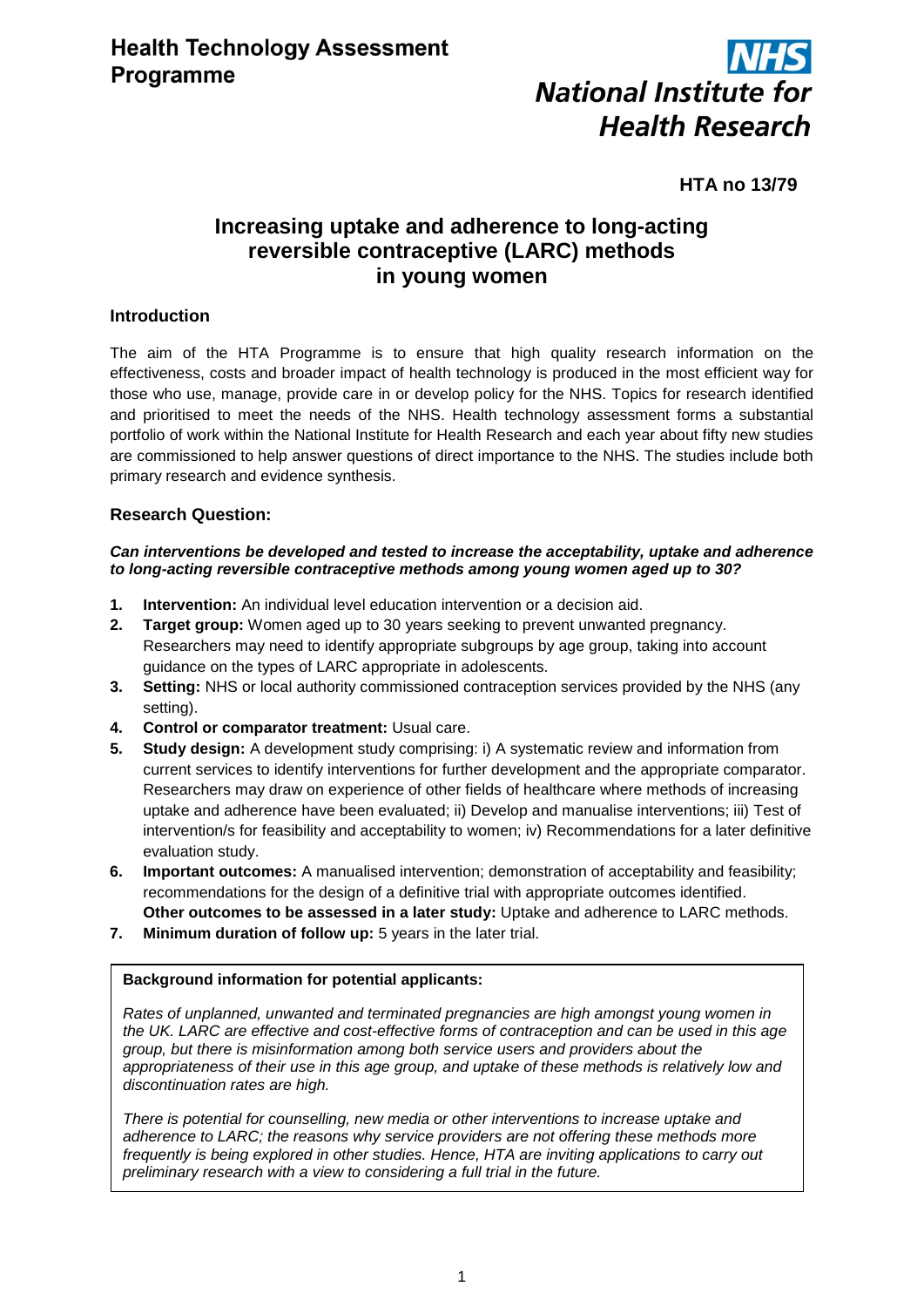**Health Technology Assessment Programme**

**National Institute for Health Research**

**HTA no 13/79**

# Increasing uptake and adherence to long-acting reversible contraceptive (LARC) methods in young women

## Introduction

The aim of the HTA Programme is to ensure that high quality research information on the effectiveness, costs and broader impact of health technology is produced in the most efficient way for those who use, manage, provide care in or develop policy for the NHS. Topics for research identified and prioritised to meet the needs of the NHS. Health technology assessment forms a substantial portfolio of work within the National Institute for Health Research and each year about fifty new studies are commissioned to help answer questions of direct importance to the NHS. The studies include both primary research and evidence synthesis.

## Research Question:

***Can interventions be developed and tested to increase the acceptability, uptake and adherence to long-acting reversible contraceptive methods among young women aged up to 30?***

1. **Intervention:** An individual level education intervention or a decision aid.
2. **Target group:** Women aged up to 30 years seeking to prevent unwanted pregnancy. Researchers may need to identify appropriate subgroups by age group, taking into account guidance on the types of LARC appropriate in adolescents.
3. **Setting:** NHS or local authority commissioned contraception services provided by the NHS (any setting).
4. **Control or comparator treatment:** Usual care.
5. **Study design:** A development study comprising: i) A systematic review and information from current services to identify interventions for further development and the appropriate comparator. Researchers may draw on experience of other fields of healthcare where methods of increasing uptake and adherence have been evaluated; ii) Develop and manualise interventions; iii) Test of intervention/s for feasibility and acceptability to women; iv) Recommendations for a later definitive evaluation study.
6. **Important outcomes:** A manualised intervention; demonstration of acceptability and feasibility; recommendations for the design of a definitive trial with appropriate outcomes identified.
   **Other outcomes to be assessed in a later study:** Uptake and adherence to LARC methods.
7. **Minimum duration of follow up:** 5 years in the later trial.

**Background information for potential applicants:**

*Rates of unplanned, unwanted and terminated pregnancies are high amongst young women in the UK. LARC are effective and cost-effective forms of contraception and can be used in this age group, but there is misinformation among both service users and providers about the appropriateness of their use in this age group, and uptake of these methods is relatively low and discontinuation rates are high.*

*There is potential for counselling, new media or other interventions to increase uptake and adherence to LARC; the reasons why service providers are not offering these methods more frequently is being explored in other studies. Hence, HTA are inviting applications to carry out preliminary research with a view to considering a full trial in the future.*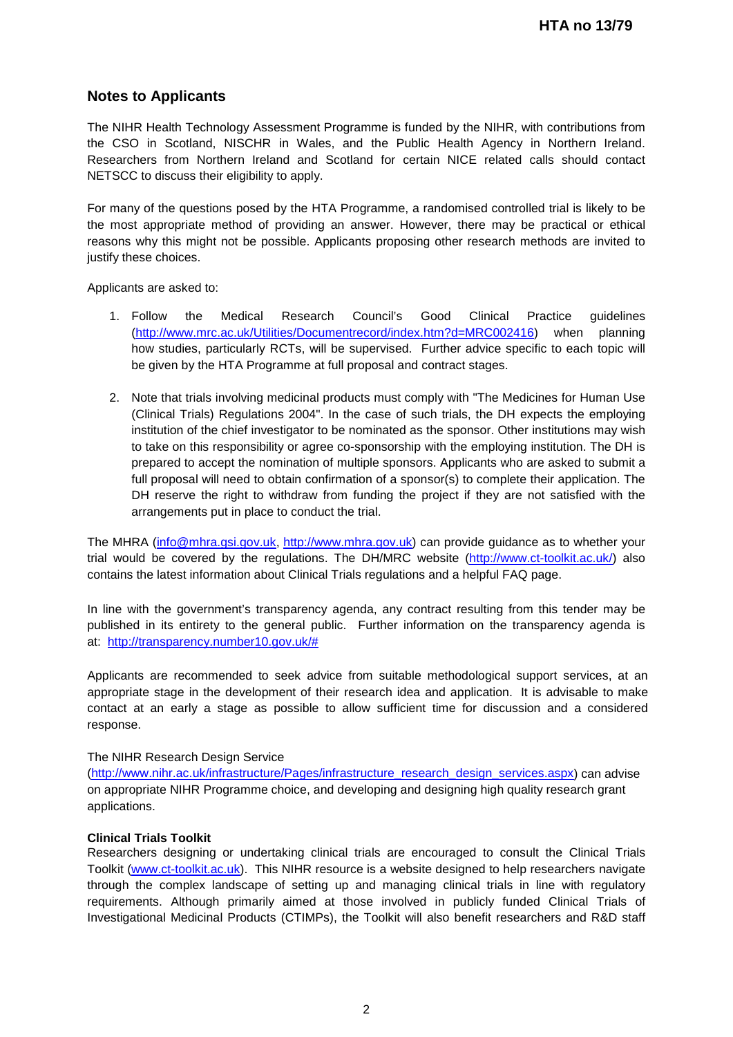## Notes to Applicants

The NIHR Health Technology Assessment Programme is funded by the NIHR, with contributions from the CSO in Scotland, NISCHR in Wales, and the Public Health Agency in Northern Ireland. Researchers from Northern Ireland and Scotland for certain NICE related calls should contact NETSCC to discuss their eligibility to apply.

For many of the questions posed by the HTA Programme, a randomised controlled trial is likely to be the most appropriate method of providing an answer. However, there may be practical or ethical reasons why this might not be possible. Applicants proposing other research methods are invited to justify these choices.

Applicants are asked to:

1. Follow the Medical Research Council's Good Clinical Practice guidelines (http://www.mrc.ac.uk/Utilities/Documentrecord/index.htm?d=MRC002416) when planning how studies, particularly RCTs, will be supervised. Further advice specific to each topic will be given by the HTA Programme at full proposal and contract stages.

2. Note that trials involving medicinal products must comply with "The Medicines for Human Use (Clinical Trials) Regulations 2004". In the case of such trials, the DH expects the employing institution of the chief investigator to be nominated as the sponsor. Other institutions may wish to take on this responsibility or agree co-sponsorship with the employing institution. The DH is prepared to accept the nomination of multiple sponsors. Applicants who are asked to submit a full proposal will need to obtain confirmation of a sponsor(s) to complete their application. The DH reserve the right to withdraw from funding the project if they are not satisfied with the arrangements put in place to conduct the trial.

The MHRA (info@mhra.gsi.gov.uk, http://www.mhra.gov.uk) can provide guidance as to whether your trial would be covered by the regulations. The DH/MRC website (http://www.ct-toolkit.ac.uk/) also contains the latest information about Clinical Trials regulations and a helpful FAQ page.

In line with the government's transparency agenda, any contract resulting from this tender may be published in its entirety to the general public. Further information on the transparency agenda is at: http://transparency.number10.gov.uk/#

Applicants are recommended to seek advice from suitable methodological support services, at an appropriate stage in the development of their research idea and application. It is advisable to make contact at an early a stage as possible to allow sufficient time for discussion and a considered response.

The NIHR Research Design Service (http://www.nihr.ac.uk/infrastructure/Pages/infrastructure_research_design_services.aspx) can advise on appropriate NIHR Programme choice, and developing and designing high quality research grant applications.

**Clinical Trials Toolkit**

Researchers designing or undertaking clinical trials are encouraged to consult the Clinical Trials Toolkit (www.ct-toolkit.ac.uk). This NIHR resource is a website designed to help researchers navigate through the complex landscape of setting up and managing clinical trials in line with regulatory requirements. Although primarily aimed at those involved in publicly funded Clinical Trials of Investigational Medicinal Products (CTIMPs), the Toolkit will also benefit researchers and R&D staff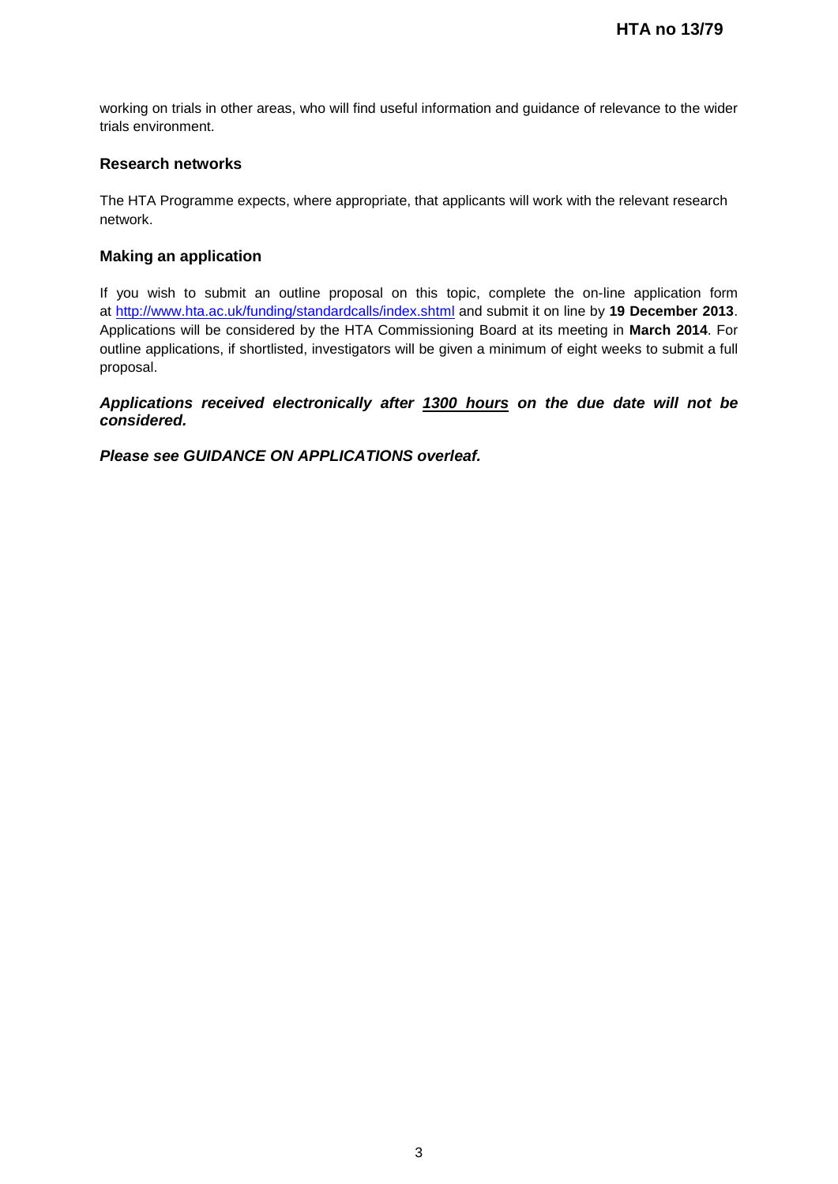working on trials in other areas, who will find useful information and guidance of relevance to the wider trials environment.

### Research networks

The HTA Programme expects, where appropriate, that applicants will work with the relevant research network.

### Making an application

If you wish to submit an outline proposal on this topic, complete the on-line application form at [http://www.hta.ac.uk/funding/standardcalls/index.shtml](http://www.hta.ac.uk/funding/standardcalls/index.shtml) and submit it on line by **19 December 2013**. Applications will be considered by the HTA Commissioning Board at its meeting in **March 2014**. For outline applications, if shortlisted, investigators will be given a minimum of eight weeks to submit a full proposal.

***Applications received electronically after 1300 hours on the due date will not be considered.***

***Please see GUIDANCE ON APPLICATIONS overleaf.***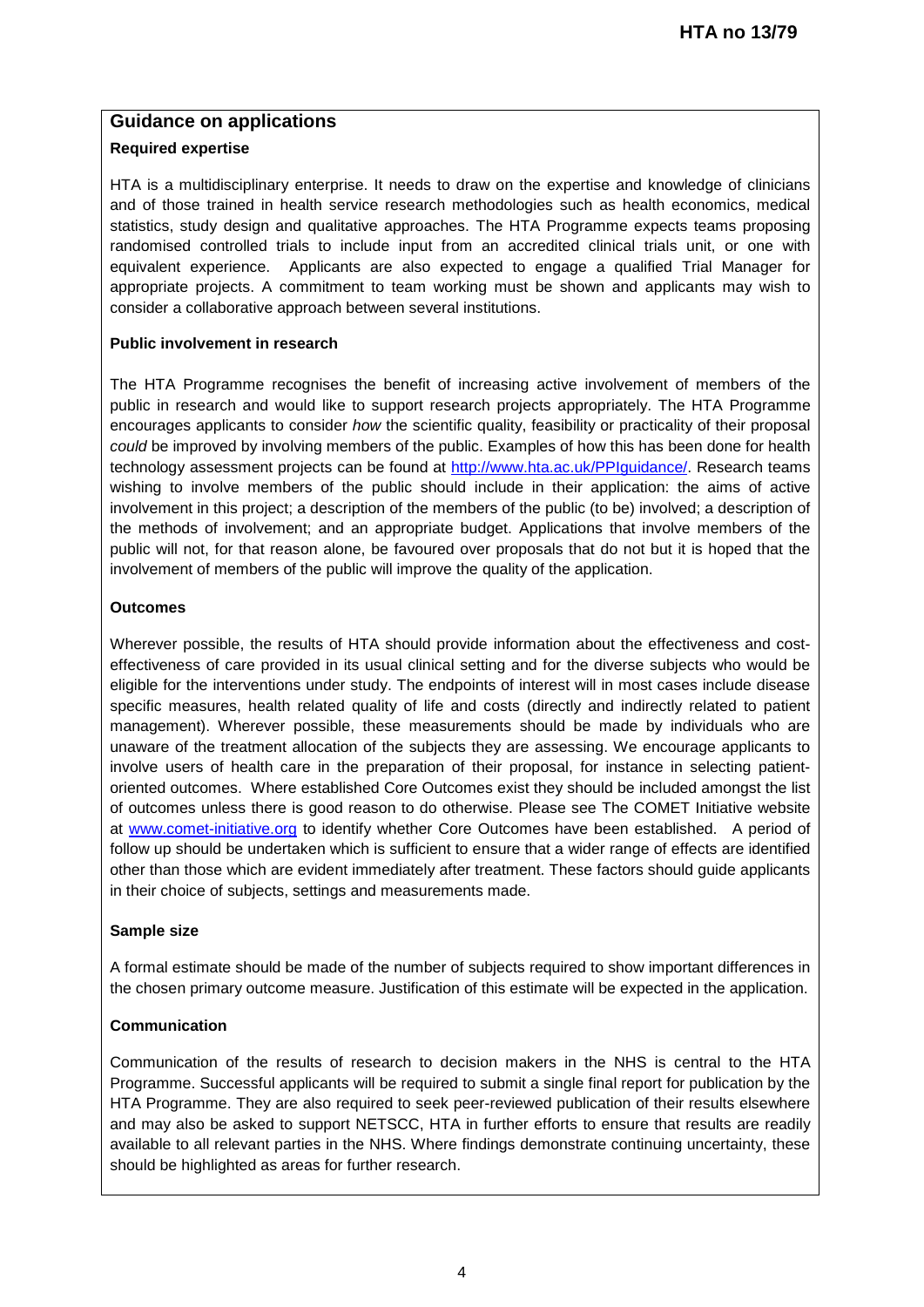## Guidance on applications

**Required expertise**

HTA is a multidisciplinary enterprise. It needs to draw on the expertise and knowledge of clinicians and of those trained in health service research methodologies such as health economics, medical statistics, study design and qualitative approaches. The HTA Programme expects teams proposing randomised controlled trials to include input from an accredited clinical trials unit, or one with equivalent experience. Applicants are also expected to engage a qualified Trial Manager for appropriate projects. A commitment to team working must be shown and applicants may wish to consider a collaborative approach between several institutions.

**Public involvement in research**

The HTA Programme recognises the benefit of increasing active involvement of members of the public in research and would like to support research projects appropriately. The HTA Programme encourages applicants to consider *how* the scientific quality, feasibility or practicality of their proposal *could* be improved by involving members of the public. Examples of how this has been done for health technology assessment projects can be found at [http://www.hta.ac.uk/PPIguidance/](http://www.hta.ac.uk/PPIguidance/). Research teams wishing to involve members of the public should include in their application: the aims of active involvement in this project; a description of the members of the public (to be) involved; a description of the methods of involvement; and an appropriate budget. Applications that involve members of the public will not, for that reason alone, be favoured over proposals that do not but it is hoped that the involvement of members of the public will improve the quality of the application.

**Outcomes**

Wherever possible, the results of HTA should provide information about the effectiveness and cost-effectiveness of care provided in its usual clinical setting and for the diverse subjects who would be eligible for the interventions under study. The endpoints of interest will in most cases include disease specific measures, health related quality of life and costs (directly and indirectly related to patient management). Wherever possible, these measurements should be made by individuals who are unaware of the treatment allocation of the subjects they are assessing. We encourage applicants to involve users of health care in the preparation of their proposal, for instance in selecting patient-oriented outcomes. Where established Core Outcomes exist they should be included amongst the list of outcomes unless there is good reason to do otherwise. Please see The COMET Initiative website at [www.comet-initiative.org](www.comet-initiative.org) to identify whether Core Outcomes have been established. A period of follow up should be undertaken which is sufficient to ensure that a wider range of effects are identified other than those which are evident immediately after treatment. These factors should guide applicants in their choice of subjects, settings and measurements made.

**Sample size**

A formal estimate should be made of the number of subjects required to show important differences in the chosen primary outcome measure. Justification of this estimate will be expected in the application.

**Communication**

Communication of the results of research to decision makers in the NHS is central to the HTA Programme. Successful applicants will be required to submit a single final report for publication by the HTA Programme. They are also required to seek peer-reviewed publication of their results elsewhere and may also be asked to support NETSCC, HTA in further efforts to ensure that results are readily available to all relevant parties in the NHS. Where findings demonstrate continuing uncertainty, these should be highlighted as areas for further research.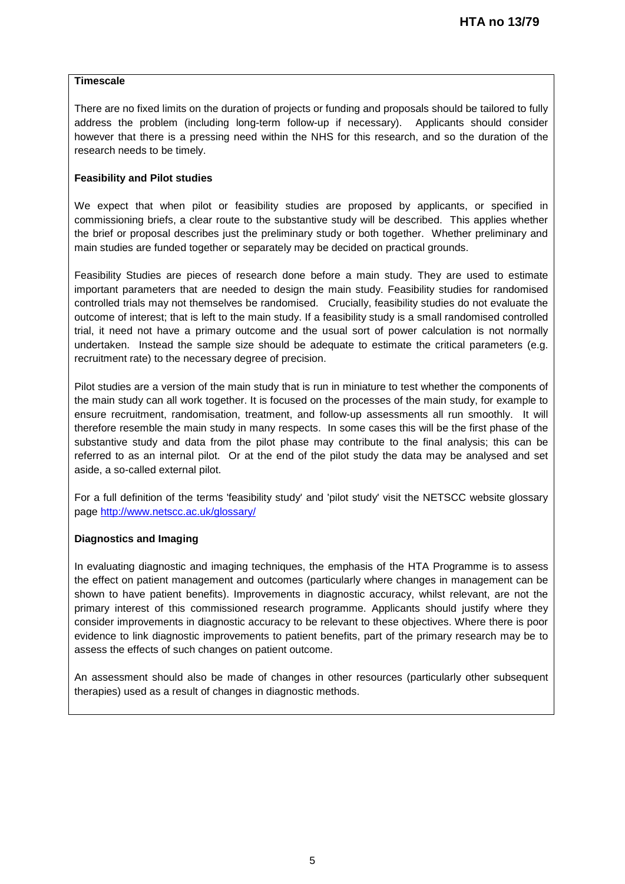**Timescale**

There are no fixed limits on the duration of projects or funding and proposals should be tailored to fully address the problem (including long-term follow-up if necessary). Applicants should consider however that there is a pressing need within the NHS for this research, and so the duration of the research needs to be timely.

**Feasibility and Pilot studies**

We expect that when pilot or feasibility studies are proposed by applicants, or specified in commissioning briefs, a clear route to the substantive study will be described. This applies whether the brief or proposal describes just the preliminary study or both together. Whether preliminary and main studies are funded together or separately may be decided on practical grounds.

Feasibility Studies are pieces of research done before a main study. They are used to estimate important parameters that are needed to design the main study. Feasibility studies for randomised controlled trials may not themselves be randomised. Crucially, feasibility studies do not evaluate the outcome of interest; that is left to the main study. If a feasibility study is a small randomised controlled trial, it need not have a primary outcome and the usual sort of power calculation is not normally undertaken. Instead the sample size should be adequate to estimate the critical parameters (e.g. recruitment rate) to the necessary degree of precision.

Pilot studies are a version of the main study that is run in miniature to test whether the components of the main study can all work together. It is focused on the processes of the main study, for example to ensure recruitment, randomisation, treatment, and follow-up assessments all run smoothly. It will therefore resemble the main study in many respects. In some cases this will be the first phase of the substantive study and data from the pilot phase may contribute to the final analysis; this can be referred to as an internal pilot. Or at the end of the pilot study the data may be analysed and set aside, a so-called external pilot.

For a full definition of the terms 'feasibility study' and 'pilot study' visit the NETSCC website glossary page http://www.netscc.ac.uk/glossary/

**Diagnostics and Imaging**

In evaluating diagnostic and imaging techniques, the emphasis of the HTA Programme is to assess the effect on patient management and outcomes (particularly where changes in management can be shown to have patient benefits). Improvements in diagnostic accuracy, whilst relevant, are not the primary interest of this commissioned research programme. Applicants should justify where they consider improvements in diagnostic accuracy to be relevant to these objectives. Where there is poor evidence to link diagnostic improvements to patient benefits, part of the primary research may be to assess the effects of such changes on patient outcome.

An assessment should also be made of changes in other resources (particularly other subsequent therapies) used as a result of changes in diagnostic methods.